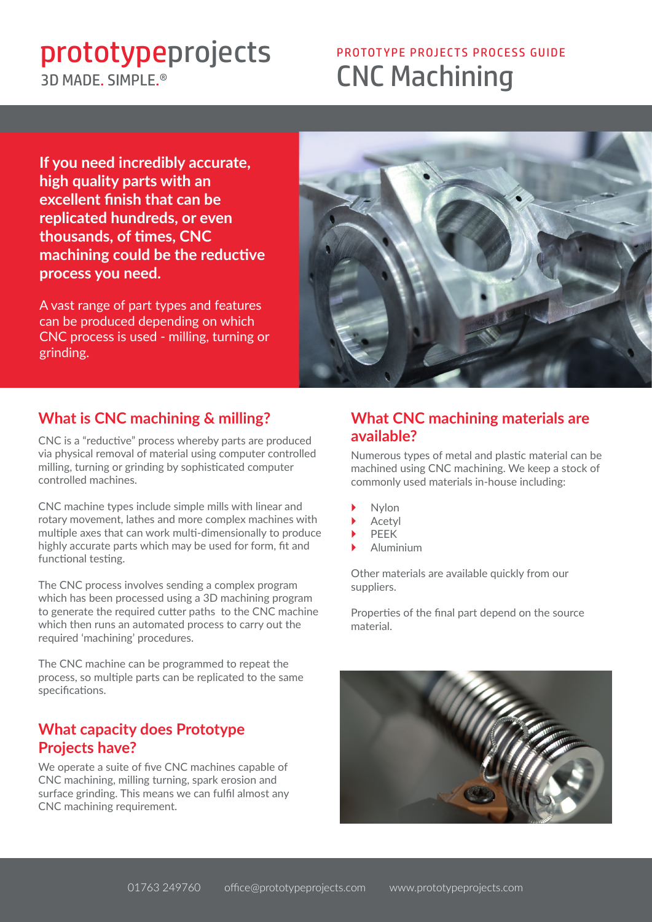prototypeprojects

3D MADE. SIMPLE.®

PROTOTYPE PROJECTS PROCESS GUIDE

# CNC Machining

**If you need incredibly accurate, high quality parts with an excellent finish that can be replicated hundreds, or even thousands, of times, CNC machining could be the reductive process you need.**

A vast range of part types and features can be produced depending on which CNC process is used - milling, turning or grinding.

## What is CNC machining & milling?

CNC is a "reductive" process whereby parts are produced via physical removal of material using computer controlled milling, turning or grinding by sophisticated computer controlled machines.

CNC machine types include simple mills with linear and rotary movement, lathes and more complex machines with multiple axes that can work multi-dimensionally to produce highly accurate parts which may be used for form, fit and functional testing.

The CNC process involves sending a complex program which has been processed using a 3D machining program to generate the required cutter paths to the CNC machine which then runs an automated process to carry out the required 'machining' procedures.

The CNC machine can be programmed to repeat the process, so multiple parts can be replicated to the same specifications.

## What capacity does Prototype Projects have?

We operate a suite of five CNC machines capable of CNC machining, milling turning, spark erosion and surface grinding. This means we can fulfil almost any CNC machining requirement.

## What CNC machining materials are available?

Numerous types of metal and plastic material can be machined using CNC machining. We keep a stock of commonly used materials in-house including:

- Nylon
- Acetyl
- PEEK
- Aluminium

Other materials are available quickly from our suppliers.

Properties of the final part depend on the source material.

01763 249760 office@prototypeprojects.com www.prototypeprojects.com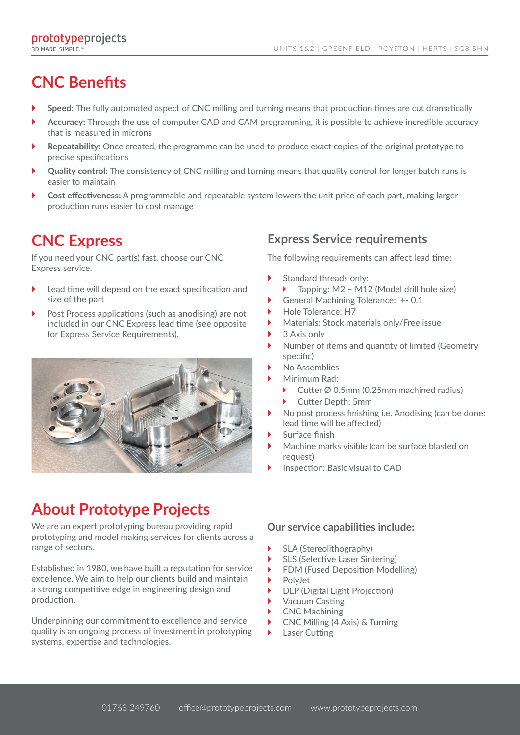## CNC Benefits

- **Speed:** The fully automated aspect of CNC milling and turning means that production times are cut dramatically
- **Accuracy:** Through the use of computer CAD and CAM programming, it is possible to achieve incredible accuracy that is measured in microns
- **Repeatability:** Once created, the programme can be used to produce exact copies of the original prototype to precise specifications
- **Quality control:** The consistency of CNC milling and turning means that quality control for longer batch runs is easier to maintain
- **Cost effectiveness:** A programmable and repeatable system lowers the unit price of each part, making larger production runs easier to cost manage

## CNC Express

If you need your CNC part(s) fast, choose our CNC Express service.

- Lead time will depend on the exact specification and size of the part
- Post Process applications (such as anodising) are not included in our CNC Express lead time (see opposite for Express Service Requirements).

### Express Service requirements

The following requirements can affect lead time:

- Standard threads only:
  - Tapping: M2 – M12 (Model drill hole size)
- General Machining Tolerance: +- 0.1
- Hole Tolerance: H7
- Materials: Stock materials only/Free issue
- 3 Axis only
- Number of items and quantity of limited (Geometry specific)
- No Assemblies
- Minimum Rad:
  - Cutter Ø 0.5mm (0.25mm machined radius)
  - Cutter Depth: 5mm
- No post process finishing i.e. Anodising (can be done: lead time will be affected)
- Surface finish
- Machine marks visible (can be surface blasted on request)
- Inspection: Basic visual to CAD

## About Prototype Projects

We are an expert prototyping bureau providing rapid prototyping and model making services for clients across a range of sectors.

Established in 1980, we have built a reputation for service excellence. We aim to help our clients build and maintain a strong competitive edge in engineering design and production.

Underpinning our commitment to excellence and service quality is an ongoing process of investment in prototyping systems, expertise and technologies.

### Our service capabilities include:

- SLA (Stereolithography)
- SLS (Selective Laser Sintering)
- FDM (Fused Deposition Modelling)
- PolyJet
- DLP (Digital Light Projection)
- Vacuum Casting
- CNC Machining
- CNC Milling (4 Axis) & Turning
- Laser Cutting

01763 249760 office@prototypeprojects.com www.prototypeprojects.com